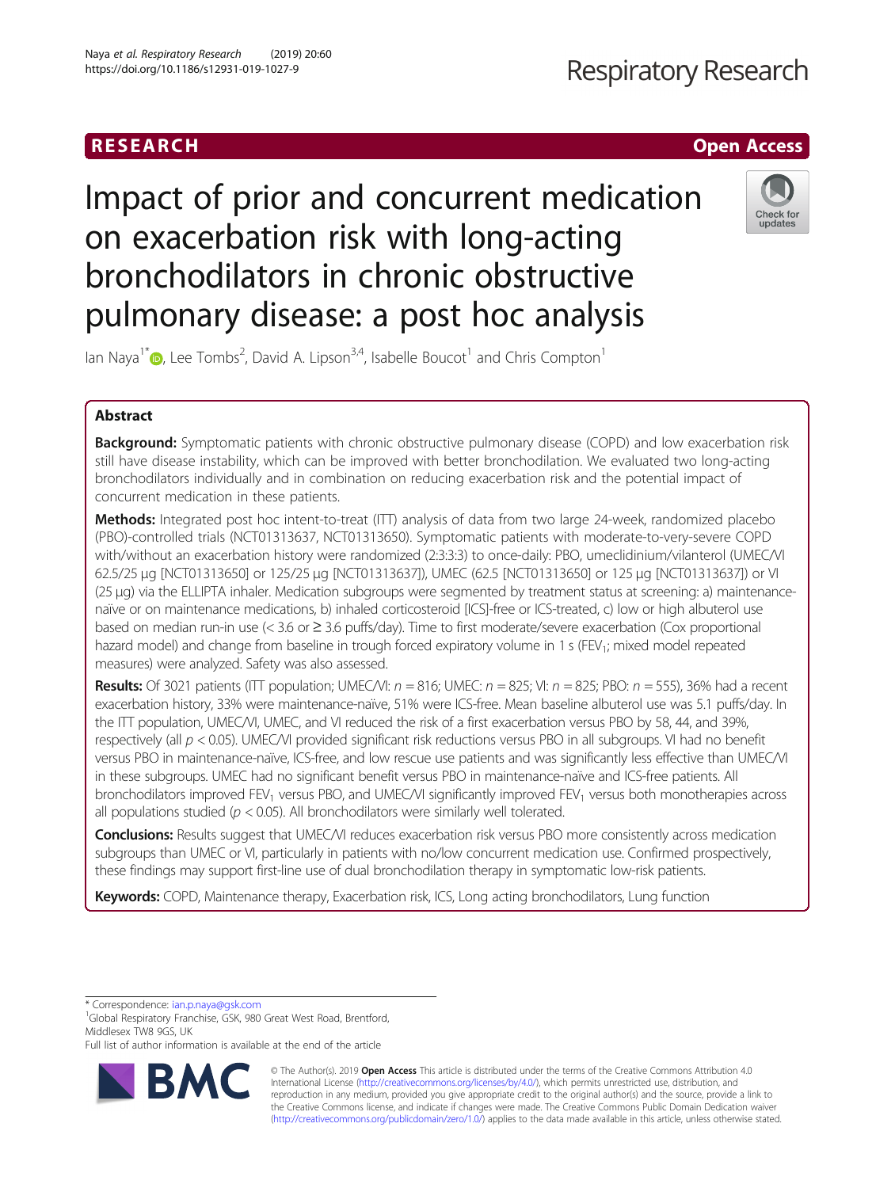RESEARCH

Open Access

# Impact of prior and concurrent medication on exacerbation risk with long-acting bronchodilators in chronic obstructive pulmonary disease: a post hoc analysis

Ian Naya[1*], Lee Tombs[2], David A. Lipson[3,4], Isabelle Boucot[1] and Chris Compton[1]

## Abstract

**Background:** Symptomatic patients with chronic obstructive pulmonary disease (COPD) and low exacerbation risk still have disease instability, which can be improved with better bronchodilation. We evaluated two long-acting bronchodilators individually and in combination on reducing exacerbation risk and the potential impact of concurrent medication in these patients.

**Methods:** Integrated post hoc intent-to-treat (ITT) analysis of data from two large 24-week, randomized placebo (PBO)-controlled trials (NCT01313637, NCT01313650). Symptomatic patients with moderate-to-very-severe COPD with/without an exacerbation history were randomized (2:3:3:3) to once-daily: PBO, umeclidinium/vilanterol (UMEC/VI 62.5/25 μg [NCT01313650] or 125/25 μg [NCT01313637]), UMEC (62.5 [NCT01313650] or 125 μg [NCT01313637]) or VI (25 μg) via the ELLIPTA inhaler. Medication subgroups were segmented by treatment status at screening: a) maintenance-naïve or on maintenance medications, b) inhaled corticosteroid [ICS]-free or ICS-treated, c) low or high albuterol use based on median run-in use (< 3.6 or ≥ 3.6 puffs/day). Time to first moderate/severe exacerbation (Cox proportional hazard model) and change from baseline in trough forced expiratory volume in 1 s ($FEV_1$; mixed model repeated measures) were analyzed. Safety was also assessed.

**Results:** Of 3021 patients (ITT population; UMEC/VI: $n = 816$; UMEC: $n = 825$; VI: $n = 825$; PBO: $n = 555$), 36% had a recent exacerbation history, 33% were maintenance-naïve, 51% were ICS-free. Mean baseline albuterol use was 5.1 puffs/day. In the ITT population, UMEC/VI, UMEC, and VI reduced the risk of a first exacerbation versus PBO by 58, 44, and 39%, respectively (all $p < 0.05$). UMEC/VI provided significant risk reductions versus PBO in all subgroups. VI had no benefit versus PBO in maintenance-naïve, ICS-free, and low rescue use patients and was significantly less effective than UMEC/VI in these subgroups. UMEC had no significant benefit versus PBO in maintenance-naïve and ICS-free patients. All bronchodilators improved $FEV_1$ versus PBO, and UMEC/VI significantly improved $FEV_1$ versus both monotherapies across all populations studied ($p < 0.05$). All bronchodilators were similarly well tolerated.

**Conclusions:** Results suggest that UMEC/VI reduces exacerbation risk versus PBO more consistently across medication subgroups than UMEC or VI, particularly in patients with no/low concurrent medication use. Confirmed prospectively, these findings may support first-line use of dual bronchodilation therapy in symptomatic low-risk patients.

**Keywords:** COPD, Maintenance therapy, Exacerbation risk, ICS, Long acting bronchodilators, Lung function

---

\* Correspondence: ian.p.naya@gsk.com

[1]Global Respiratory Franchise, GSK, 980 Great West Road, Brentford, Middlesex TW8 9GS, UK

Full list of author information is available at the end of the article

© The Author(s). 2019 **Open Access** This article is distributed under the terms of the Creative Commons Attribution 4.0 International License (http://creativecommons.org/licenses/by/4.0/), which permits unrestricted use, distribution, and reproduction in any medium, provided you give appropriate credit to the original author(s) and the source, provide a link to the Creative Commons license, and indicate if changes were made. The Creative Commons Public Domain Dedication waiver (http://creativecommons.org/publicdomain/zero/1.0/) applies to the data made available in this article, unless otherwise stated.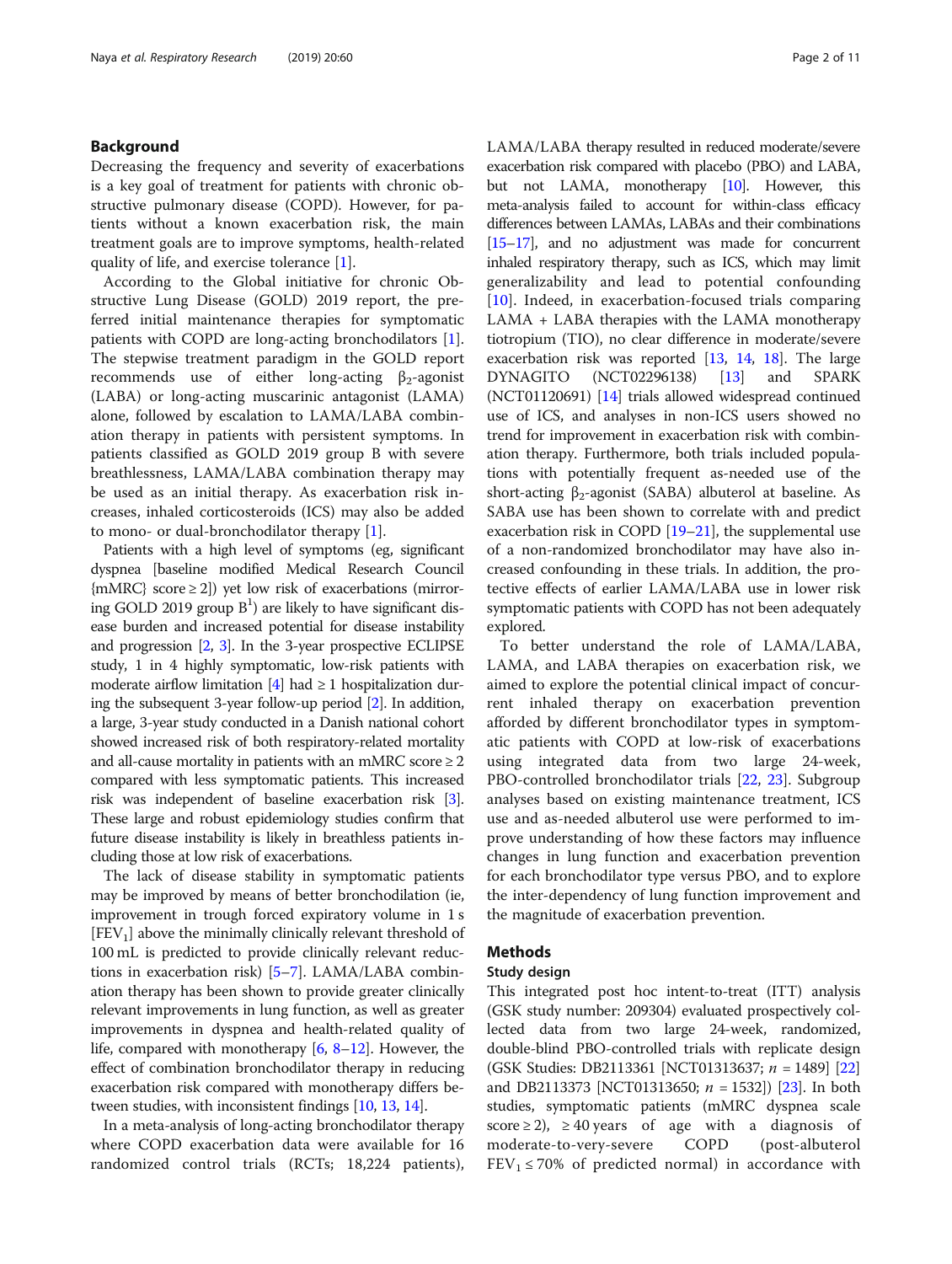## Background

Decreasing the frequency and severity of exacerbations is a key goal of treatment for patients with chronic obstructive pulmonary disease (COPD). However, for patients without a known exacerbation risk, the main treatment goals are to improve symptoms, health-related quality of life, and exercise tolerance [1].

According to the Global initiative for chronic Obstructive Lung Disease (GOLD) 2019 report, the preferred initial maintenance therapies for symptomatic patients with COPD are long-acting bronchodilators [1]. The stepwise treatment paradigm in the GOLD report recommends use of either long-acting $\beta_2$-agonist (LABA) or long-acting muscarinic antagonist (LAMA) alone, followed by escalation to LAMA/LABA combination therapy in patients with persistent symptoms. In patients classified as GOLD 2019 group B with severe breathlessness, LAMA/LABA combination therapy may be used as an initial therapy. As exacerbation risk increases, inhaled corticosteroids (ICS) may also be added to mono- or dual-bronchodilator therapy [1].

Patients with a high level of symptoms (eg, significant dyspnea [baseline modified Medical Research Council {mMRC} score ≥ 2]) yet low risk of exacerbations (mirroring GOLD 2019 group B[1]) are likely to have significant disease burden and increased potential for disease instability and progression [2, 3]. In the 3-year prospective ECLIPSE study, 1 in 4 highly symptomatic, low-risk patients with moderate airflow limitation [4] had ≥ 1 hospitalization during the subsequent 3-year follow-up period [2]. In addition, a large, 3-year study conducted in a Danish national cohort showed increased risk of both respiratory-related mortality and all-cause mortality in patients with an mMRC score ≥ 2 compared with less symptomatic patients. This increased risk was independent of baseline exacerbation risk [3]. These large and robust epidemiology studies confirm that future disease instability is likely in breathless patients including those at low risk of exacerbations.

The lack of disease stability in symptomatic patients may be improved by means of better bronchodilation (ie, improvement in trough forced expiratory volume in 1 s [$FEV_1$] above the minimally clinically relevant threshold of 100 mL is predicted to provide clinically relevant reductions in exacerbation risk) [5–7]. LAMA/LABA combination therapy has been shown to provide greater clinically relevant improvements in lung function, as well as greater improvements in dyspnea and health-related quality of life, compared with monotherapy [6, 8–12]. However, the effect of combination bronchodilator therapy in reducing exacerbation risk compared with monotherapy differs between studies, with inconsistent findings [10, 13, 14].

In a meta-analysis of long-acting bronchodilator therapy where COPD exacerbation data were available for 16 randomized control trials (RCTs; 18,224 patients), LAMA/LABA therapy resulted in reduced moderate/severe exacerbation risk compared with placebo (PBO) and LABA, but not LAMA, monotherapy [10]. However, this meta-analysis failed to account for within-class efficacy differences between LAMAs, LABAs and their combinations [15–17], and no adjustment was made for concurrent inhaled respiratory therapy, such as ICS, which may limit generalizability and lead to potential confounding [10]. Indeed, in exacerbation-focused trials comparing LAMA + LABA therapies with the LAMA monotherapy tiotropium (TIO), no clear difference in moderate/severe exacerbation risk was reported [13, 14, 18]. The large DYNAGITO (NCT02296138) [13] and SPARK (NCT01120691) [14] trials allowed widespread continued use of ICS, and analyses in non-ICS users showed no trend for improvement in exacerbation risk with combination therapy. Furthermore, both trials included populations with potentially frequent as-needed use of the short-acting $\beta_2$-agonist (SABA) albuterol at baseline. As SABA use has been shown to correlate with and predict exacerbation risk in COPD [19–21], the supplemental use of a non-randomized bronchodilator may have also increased confounding in these trials. In addition, the protective effects of earlier LAMA/LABA use in lower risk symptomatic patients with COPD has not been adequately explored.

To better understand the role of LAMA/LABA, LAMA, and LABA therapies on exacerbation risk, we aimed to explore the potential clinical impact of concurrent inhaled therapy on exacerbation prevention afforded by different bronchodilator types in symptomatic patients with COPD at low-risk of exacerbations using integrated data from two large 24-week, PBO-controlled bronchodilator trials [22, 23]. Subgroup analyses based on existing maintenance treatment, ICS use and as-needed albuterol use were performed to improve understanding of how these factors may influence changes in lung function and exacerbation prevention for each bronchodilator type versus PBO, and to explore the inter-dependency of lung function improvement and the magnitude of exacerbation prevention.

## Methods

### Study design

This integrated post hoc intent-to-treat (ITT) analysis (GSK study number: 209304) evaluated prospectively collected data from two large 24-week, randomized, double-blind PBO-controlled trials with replicate design (GSK Studies: DB2113361 [NCT01313637; *n* = 1489] [22] and DB2113373 [NCT01313650; *n* = 1532]) [23]. In both studies, symptomatic patients (mMRC dyspnea scale score ≥ 2), ≥ 40 years of age with a diagnosis of moderate-to-very-severe COPD (post-albuterol $FEV_1$ ≤ 70% of predicted normal) in accordance with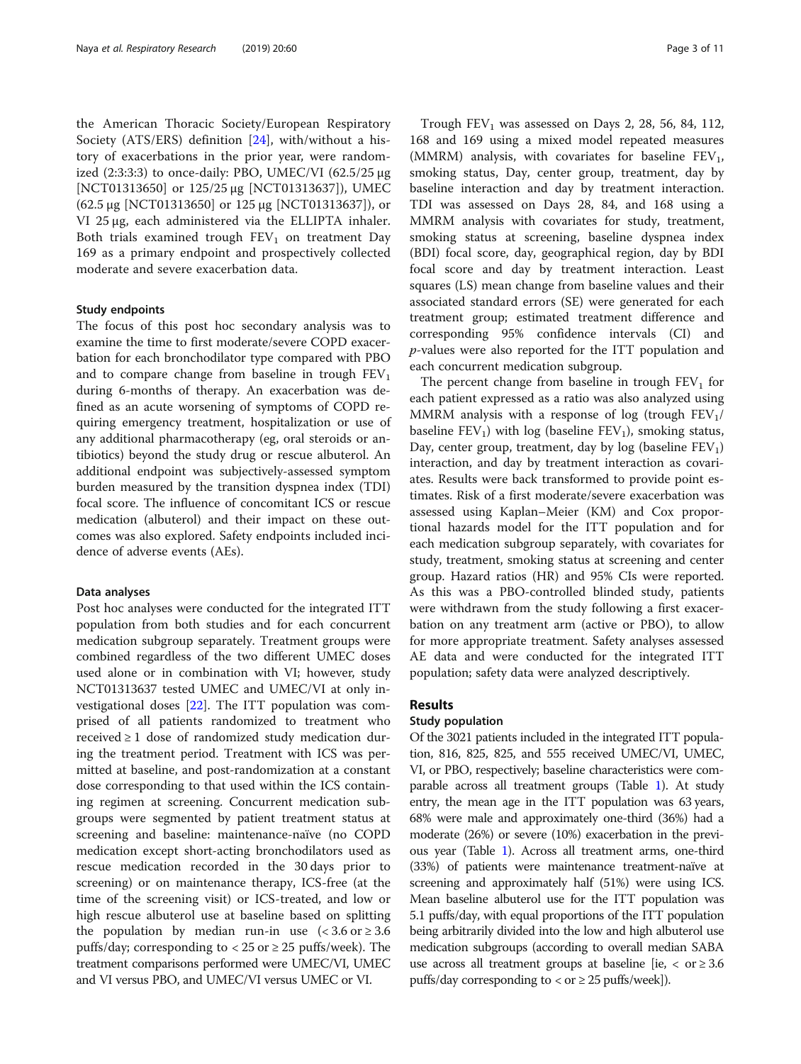the American Thoracic Society/European Respiratory Society (ATS/ERS) definition [24], with/without a history of exacerbations in the prior year, were randomized (2:3:3:3) to once-daily: PBO, UMEC/VI (62.5/25 μg [NCT01313650] or 125/25 μg [NCT01313637]), UMEC (62.5 μg [NCT01313650] or 125 μg [NCT01313637]), or VI 25 μg, each administered via the ELLIPTA inhaler. Both trials examined trough $FEV_1$ on treatment Day 169 as a primary endpoint and prospectively collected moderate and severe exacerbation data.

### Study endpoints

The focus of this post hoc secondary analysis was to examine the time to first moderate/severe COPD exacerbation for each bronchodilator type compared with PBO and to compare change from baseline in trough $FEV_1$ during 6-months of therapy. An exacerbation was defined as an acute worsening of symptoms of COPD requiring emergency treatment, hospitalization or use of any additional pharmacotherapy (eg, oral steroids or antibiotics) beyond the study drug or rescue albuterol. An additional endpoint was subjectively-assessed symptom burden measured by the transition dyspnea index (TDI) focal score. The influence of concomitant ICS or rescue medication (albuterol) and their impact on these outcomes was also explored. Safety endpoints included incidence of adverse events (AEs).

### Data analyses

Post hoc analyses were conducted for the integrated ITT population from both studies and for each concurrent medication subgroup separately. Treatment groups were combined regardless of the two different UMEC doses used alone or in combination with VI; however, study NCT01313637 tested UMEC and UMEC/VI at only investigational doses [22]. The ITT population was comprised of all patients randomized to treatment who received ≥ 1 dose of randomized study medication during the treatment period. Treatment with ICS was permitted at baseline, and post-randomization at a constant dose corresponding to that used within the ICS containing regimen at screening. Concurrent medication subgroups were segmented by patient treatment status at screening and baseline: maintenance-naïve (no COPD medication except short-acting bronchodilators used as rescue medication recorded in the 30 days prior to screening) or on maintenance therapy, ICS-free (at the time of the screening visit) or ICS-treated, and low or high rescue albuterol use at baseline based on splitting the population by median run-in use (< 3.6 or ≥ 3.6 puffs/day; corresponding to < 25 or ≥ 25 puffs/week). The treatment comparisons performed were UMEC/VI, UMEC and VI versus PBO, and UMEC/VI versus UMEC or VI.

Trough $FEV_1$ was assessed on Days 2, 28, 56, 84, 112, 168 and 169 using a mixed model repeated measures (MMRM) analysis, with covariates for baseline $FEV_1$, smoking status, Day, center group, treatment, day by baseline interaction and day by treatment interaction. TDI was assessed on Days 28, 84, and 168 using a MMRM analysis with covariates for study, treatment, smoking status at screening, baseline dyspnea index (BDI) focal score, day, geographical region, day by BDI focal score and day by treatment interaction. Least squares (LS) mean change from baseline values and their associated standard errors (SE) were generated for each treatment group; estimated treatment difference and corresponding 95% confidence intervals (CI) and $p$-values were also reported for the ITT population and each concurrent medication subgroup.

The percent change from baseline in trough $FEV_1$ for each patient expressed as a ratio was also analyzed using MMRM analysis with a response of log (trough $FEV_1$/baseline $FEV_1$) with log (baseline $FEV_1$), smoking status, Day, center group, treatment, day by log (baseline $FEV_1$) interaction, and day by treatment interaction as covariates. Results were back transformed to provide point estimates. Risk of a first moderate/severe exacerbation was assessed using Kaplan–Meier (KM) and Cox proportional hazards model for the ITT population and for each medication subgroup separately, with covariates for study, treatment, smoking status at screening and center group. Hazard ratios (HR) and 95% CIs were reported. As this was a PBO-controlled blinded study, patients were withdrawn from the study following a first exacerbation on any treatment arm (active or PBO), to allow for more appropriate treatment. Safety analyses assessed AE data and were conducted for the integrated ITT population; safety data were analyzed descriptively.

## Results

### Study population

Of the 3021 patients included in the integrated ITT population, 816, 825, 825, and 555 received UMEC/VI, UMEC, VI, or PBO, respectively; baseline characteristics were comparable across all treatment groups (Table 1). At study entry, the mean age in the ITT population was 63 years, 68% were male and approximately one-third (36%) had a moderate (26%) or severe (10%) exacerbation in the previous year (Table 1). Across all treatment arms, one-third (33%) of patients were maintenance treatment-naïve at screening and approximately half (51%) were using ICS. Mean baseline albuterol use for the ITT population was 5.1 puffs/day, with equal proportions of the ITT population being arbitrarily divided into the low and high albuterol use medication subgroups (according to overall median SABA use across all treatment groups at baseline [ie, < or ≥ 3.6 puffs/day corresponding to < or ≥ 25 puffs/week]).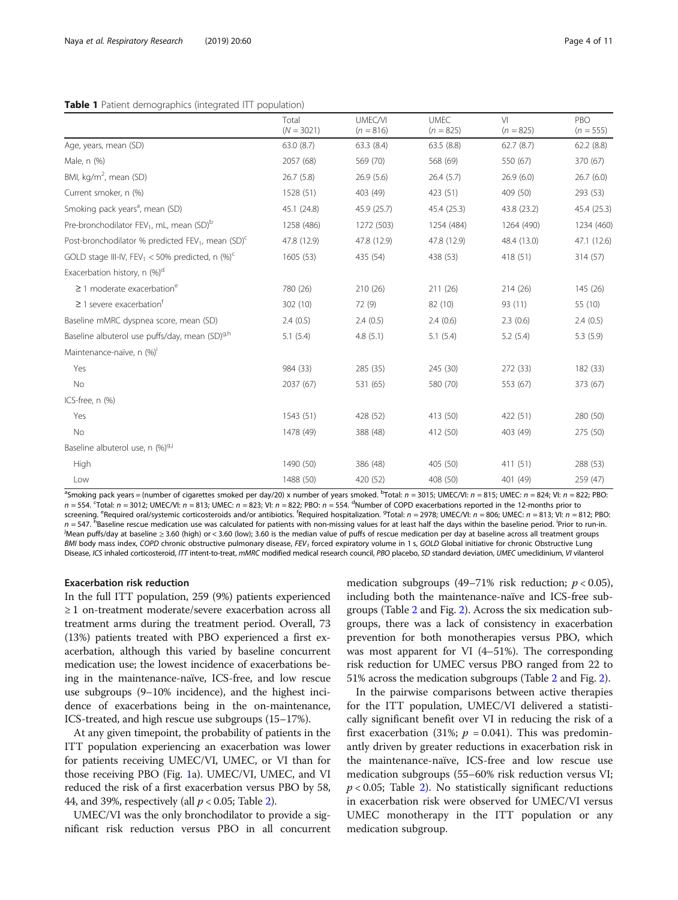**Table 1** Patient demographics (integrated ITT population)

| | Total ($N = 3021$) | UMEC/VI ($n = 816$) | UMEC ($n = 825$) | VI ($n = 825$) | PBO ($n = 555$) |
|---|---|---|---|---|---|
| Age, years, mean (SD) | 63.0 (8.7) | 63.3 (8.4) | 63.5 (8.8) | 62.7 (8.7) | 62.2 (8.8) |
| Male, n (%) | 2057 (68) | 569 (70) | 568 (69) | 550 (67) | 370 (67) |
| BMI, kg/m$^2$, mean (SD) | 26.7 (5.8) | 26.9 (5.6) | 26.4 (5.7) | 26.9 (6.0) | 26.7 (6.0) |
| Current smoker, n (%) | 1528 (51) | 403 (49) | 423 (51) | 409 (50) | 293 (53) |
| Smoking pack years[a], mean (SD) | 45.1 (24.8) | 45.9 (25.7) | 45.4 (25.3) | 43.8 (23.2) | 45.4 (25.3) |
| Pre-bronchodilator $FEV_1$, mL, mean (SD)[b] | 1258 (486) | 1272 (503) | 1254 (484) | 1264 (490) | 1234 (460) |
| Post-bronchodilator % predicted $FEV_1$, mean (SD)[c] | 47.8 (12.9) | 47.8 (12.9) | 47.8 (12.9) | 48.4 (13.0) | 47.1 (12.6) |
| GOLD stage III-IV, $FEV_1$ < 50% predicted, n (%)[c] | 1605 (53) | 435 (54) | 438 (53) | 418 (51) | 314 (57) |
| Exacerbation history, n (%)[d] | | | | | |
| ≥ 1 moderate exacerbation[e] | 780 (26) | 210 (26) | 211 (26) | 214 (26) | 145 (26) |
| ≥ 1 severe exacerbation[f] | 302 (10) | 72 (9) | 82 (10) | 93 (11) | 55 (10) |
| Baseline mMRC dyspnea score, mean (SD) | 2.4 (0.5) | 2.4 (0.5) | 2.4 (0.6) | 2.3 (0.6) | 2.4 (0.5) |
| Baseline albuterol use puffs/day, mean (SD)[g,h] | 5.1 (5.4) | 4.8 (5.1) | 5.1 (5.4) | 5.2 (5.4) | 5.3 (5.9) |
| Maintenance-naïve, n (%)[i] | | | | | |
| Yes | 984 (33) | 285 (35) | 245 (30) | 272 (33) | 182 (33) |
| No | 2037 (67) | 531 (65) | 580 (70) | 553 (67) | 373 (67) |
| ICS-free, n (%) | | | | | |
| Yes | 1543 (51) | 428 (52) | 413 (50) | 422 (51) | 280 (50) |
| No | 1478 (49) | 388 (48) | 412 (50) | 403 (49) | 275 (50) |
| Baseline albuterol use, n (%)[g,j] | | | | | |
| High | 1490 (50) | 386 (48) | 405 (50) | 411 (51) | 288 (53) |
| Low | 1488 (50) | 420 (52) | 408 (50) | 401 (49) | 259 (47) |

[a]Smoking pack years = (number of cigarettes smoked per day/20) x number of years smoked. [b]Total: $n = 3015$; UMEC/VI: $n = 815$; UMEC: $n = 824$; VI: $n = 822$; PBO: $n = 554$. [c]Total: $n = 3012$; UMEC/VI: $n = 813$; UMEC: $n = 823$; VI: $n = 822$; PBO: $n = 554$. [d]Number of COPD exacerbations reported in the 12-months prior to screening. [e]Required oral/systemic corticosteroids and/or antibiotics. [f]Required hospitalization. [g]Total: $n = 2978$; UMEC/VI: $n = 806$; UMEC: $n = 813$; VI: $n = 812$; PBO: $n = 547$. [h]Baseline rescue medication use was calculated for patients with non-missing values for at least half the days within the baseline period. [i]Prior to run-in. [j]Mean puffs/day at baseline ≥ 3.60 (high) or < 3.60 (low); 3.60 is the median value of puffs of rescue medication per day at baseline across all treatment groups
*BMI* body mass index, *COPD* chronic obstructive pulmonary disease, *$FEV_1$* forced expiratory volume in 1 s, *GOLD* Global initiative for chronic Obstructive Lung Disease, *ICS* inhaled corticosteroid, *ITT* intent-to-treat, *mMRC* modified medical research council, *PBO* placebo, *SD* standard deviation, *UMEC* umeclidinium, *VI* vilanterol

#### Exacerbation risk reduction

In the full ITT population, 259 (9%) patients experienced ≥ 1 on-treatment moderate/severe exacerbation across all treatment arms during the treatment period. Overall, 73 (13%) patients treated with PBO experienced a first exacerbation, although this varied by baseline concurrent medication use; the lowest incidence of exacerbations being in the maintenance-naïve, ICS-free, and low rescue use subgroups (9–10% incidence), and the highest incidence of exacerbations being in the on-maintenance, ICS-treated, and high rescue use subgroups (15–17%).

At any given timepoint, the probability of patients in the ITT population experiencing an exacerbation was lower for patients receiving UMEC/VI, UMEC, or VI than for those receiving PBO (Fig. 1a). UMEC/VI, UMEC, and VI reduced the risk of a first exacerbation versus PBO by 58, 44, and 39%, respectively (all $p < 0.05$; Table 2).

UMEC/VI was the only bronchodilator to provide a significant risk reduction versus PBO in all concurrent medication subgroups (49–71% risk reduction; $p < 0.05$), including both the maintenance-naïve and ICS-free subgroups (Table 2 and Fig. 2). Across the six medication subgroups, there was a lack of consistency in exacerbation prevention for both monotherapies versus PBO, which was most apparent for VI (4–51%). The corresponding risk reduction for UMEC versus PBO ranged from 22 to 51% across the medication subgroups (Table 2 and Fig. 2).

In the pairwise comparisons between active therapies for the ITT population, UMEC/VI delivered a statistically significant benefit over VI in reducing the risk of a first exacerbation (31%; $p = 0.041$). This was predominantly driven by greater reductions in exacerbation risk in the maintenance-naïve, ICS-free and low rescue use medication subgroups (55–60% risk reduction versus VI; $p < 0.05$; Table 2). No statistically significant reductions in exacerbation risk were observed for UMEC/VI versus UMEC monotherapy in the ITT population or any medication subgroup.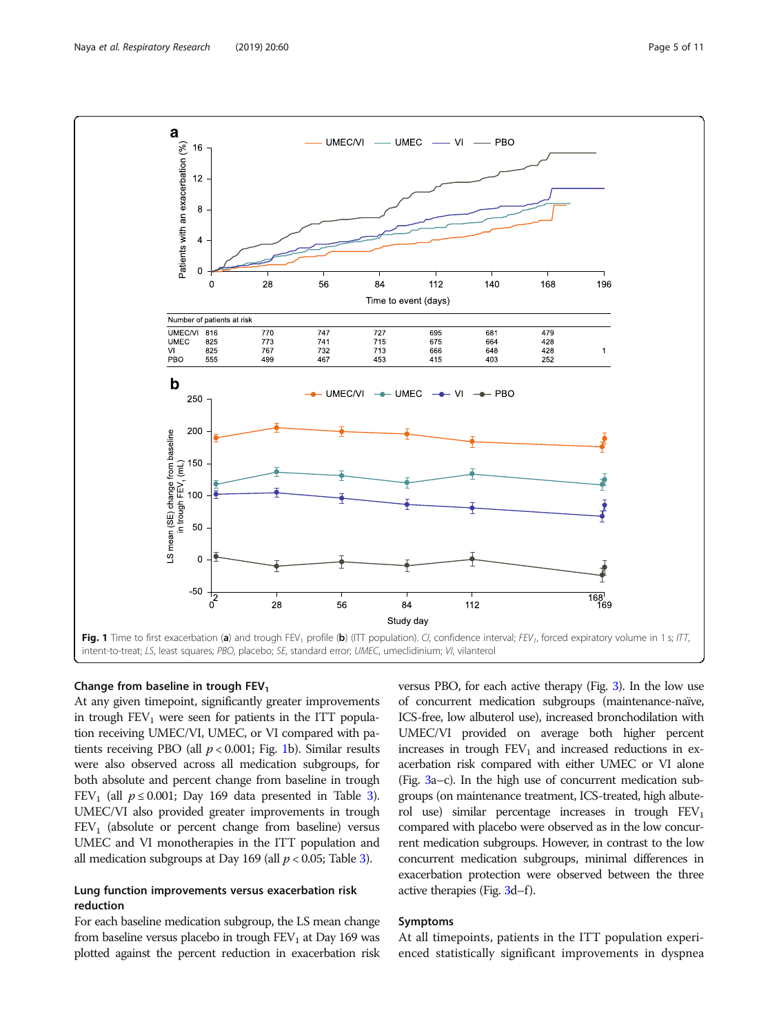| Number of patients at risk | | | | | | | | |
|---|---|---|---|---|---|---|---|---|
| UMEC/VI | 816 | 770 | 747 | 727 | 695 | 681 | 479 | |
| UMEC | 825 | 773 | 741 | 715 | 675 | 664 | 428 | |
| VI | 825 | 767 | 732 | 713 | 666 | 648 | 428 | 1 |
| PBO | 555 | 499 | 467 | 453 | 415 | 403 | 252 | |

**Fig. 1** Time to first exacerbation (**a**) and trough $FEV_1$ profile (**b**) (ITT population). *CI*, confidence interval; *$FEV_1$*, forced expiratory volume in 1 s; *ITT*, intent-to-treat; *LS*, least squares; *PBO*, placebo; *SE*, standard error; *UMEC*, umeclidinium; *VI*, vilanterol

### Change from baseline in trough $FEV_1$

At any given timepoint, significantly greater improvements in trough $FEV_1$ were seen for patients in the ITT population receiving UMEC/VI, UMEC, or VI compared with patients receiving PBO (all $p < 0.001$; Fig. 1b). Similar results were also observed across all medication subgroups, for both absolute and percent change from baseline in trough $FEV_1$ (all $p \leq 0.001$; Day 169 data presented in Table 3). UMEC/VI also provided greater improvements in trough $FEV_1$ (absolute or percent change from baseline) versus UMEC and VI monotherapies in the ITT population and all medication subgroups at Day 169 (all $p < 0.05$; Table 3).

### Lung function improvements versus exacerbation risk reduction

For each baseline medication subgroup, the LS mean change from baseline versus placebo in trough $FEV_1$ at Day 169 was plotted against the percent reduction in exacerbation risk versus PBO, for each active therapy (Fig. 3). In the low use of concurrent medication subgroups (maintenance-naïve, ICS-free, low albuterol use), increased bronchodilation with UMEC/VI provided on average both higher percent increases in trough $FEV_1$ and increased reductions in exacerbation risk compared with either UMEC or VI alone (Fig. 3a–c). In the high use of concurrent medication subgroups (on maintenance treatment, ICS-treated, high albuterol use) similar percentage increases in trough $FEV_1$ compared with placebo were observed as in the low concurrent medication subgroups. However, in contrast to the low concurrent medication subgroups, minimal differences in exacerbation protection were observed between the three active therapies (Fig. 3d–f).

### Symptoms

At all timepoints, patients in the ITT population experienced statistically significant improvements in dyspnea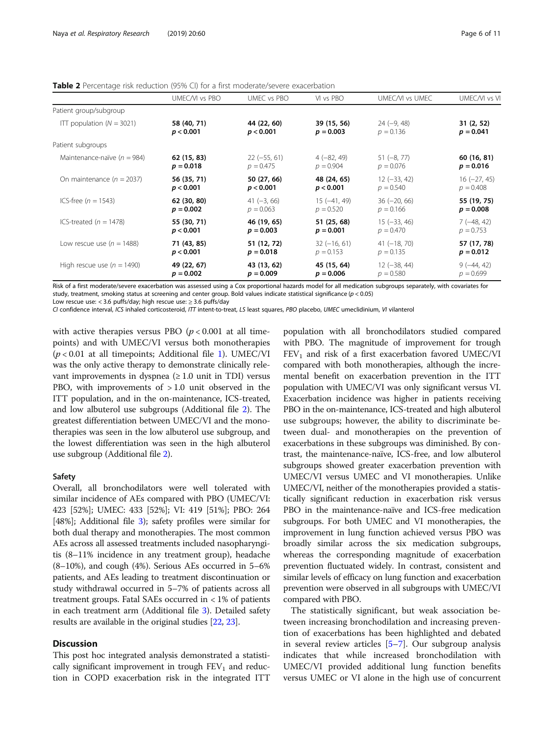**Table 2** Percentage risk reduction (95% CI) for a first moderate/severe exacerbation

| | UMEC/VI vs PBO | UMEC vs PBO | VI vs PBO | UMEC/VI vs UMEC | UMEC/VI vs VI |
|---|---|---|---|---|---|
| Patient group/subgroup | | | | | |
| ITT population ($N = 3021$) | **58 (40, 71)** **$p < 0.001$** | **44 (22, 60)** **$p < 0.001$** | **39 (15, 56)** **$p = 0.003$** | 24 (−9, 48) $p = 0.136$ | **31 (2, 52)** **$p = 0.041$** |
| Patient subgroups | | | | | |
| Maintenance-naïve ($n = 984$) | **62 (15, 83)** **$p = 0.018$** | 22 (−55, 61) $p = 0.475$ | 4 (−82, 49) $p = 0.904$ | 51 (−8, 77) $p = 0.076$ | **60 (16, 81)** **$p = 0.016$** |
| On maintenance ($n = 2037$) | **56 (35, 71)** **$p < 0.001$** | **50 (27, 66)** **$p < 0.001$** | **48 (24, 65)** **$p < 0.001$** | 12 (−33, 42) $p = 0.540$ | 16 (−27, 45) $p = 0.408$ |
| ICS-free ($n = 1543$) | **62 (30, 80)** **$p = 0.002$** | 41 (−3, 66) $p = 0.063$ | 15 (−41, 49) $p = 0.520$ | 36 (−20, 66) $p = 0.166$ | **55 (19, 75)** **$p = 0.008$** |
| ICS-treated ($n = 1478$) | **55 (30, 71)** **$p < 0.001$** | **46 (19, 65)** **$p = 0.003$** | **51 (25, 68)** **$p = 0.001$** | 15 (−33, 46) $p = 0.470$ | 7 (−48, 42) $p = 0.753$ |
| Low rescue use ($n = 1488$) | **71 (43, 85)** **$p < 0.001$** | **51 (12, 72)** **$p = 0.018$** | 32 (−16, 61) $p = 0.153$ | 41 (−18, 70) $p = 0.135$ | **57 (17, 78)** **$p = 0.012$** |
| High rescue use ($n = 1490$) | **49 (22, 67)** **$p = 0.002$** | **43 (13, 62)** **$p = 0.009$** | **45 (15, 64)** **$p = 0.006$** | 12 (−38, 44) $p = 0.580$ | 9 (−44, 42) $p = 0.699$ |

Risk of a first moderate/severe exacerbation was assessed using a Cox proportional hazards model for all medication subgroups separately, with covariates for study, treatment, smoking status at screening and center group. Bold values indicate statistical significance ($p < 0.05$)

Low rescue use: < 3.6 puffs/day; high rescue use: ≥ 3.6 puffs/day

*CI* confidence interval, *ICS* inhaled corticosteroid, *ITT* intent-to-treat, *LS* least squares, *PBO* placebo, *UMEC* umeclidinium, *VI* vilanterol

with active therapies versus PBO ($p < 0.001$ at all timepoints) and with UMEC/VI versus both monotherapies ($p < 0.01$ at all timepoints; Additional file 1). UMEC/VI was the only active therapy to demonstrate clinically relevant improvements in dyspnea (≥ 1.0 unit in TDI) versus PBO, with improvements of > 1.0 unit observed in the ITT population, and in the on-maintenance, ICS-treated, and low albuterol use subgroups (Additional file 2). The greatest differentiation between UMEC/VI and the monotherapies was seen in the low albuterol use subgroup, and the lowest differentiation was seen in the high albuterol use subgroup (Additional file 2).

### Safety

Overall, all bronchodilators were well tolerated with similar incidence of AEs compared with PBO (UMEC/VI: 423 [52%]; UMEC: 433 [52%]; VI: 419 [51%]; PBO: 264 [48%]; Additional file 3); safety profiles were similar for both dual therapy and monotherapies. The most common AEs across all assessed treatments included nasopharyngitis (8–11% incidence in any treatment group), headache (8–10%), and cough (4%). Serious AEs occurred in 5–6% patients, and AEs leading to treatment discontinuation or study withdrawal occurred in 5–7% of patients across all treatment groups. Fatal SAEs occurred in < 1% of patients in each treatment arm (Additional file 3). Detailed safety results are available in the original studies [22, 23].

## Discussion

This post hoc integrated analysis demonstrated a statistically significant improvement in trough $FEV_1$ and reduction in COPD exacerbation risk in the integrated ITT population with all bronchodilators studied compared with PBO. The magnitude of improvement for trough $FEV_1$ and risk of a first exacerbation favored UMEC/VI compared with both monotherapies, although the incremental benefit on exacerbation prevention in the ITT population with UMEC/VI was only significant versus VI. Exacerbation incidence was higher in patients receiving PBO in the on-maintenance, ICS-treated and high albuterol use subgroups; however, the ability to discriminate between dual- and monotherapies on the prevention of exacerbations in these subgroups was diminished. By contrast, the maintenance-naïve, ICS-free, and low albuterol subgroups showed greater exacerbation prevention with UMEC/VI versus UMEC and VI monotherapies. Unlike UMEC/VI, neither of the monotherapies provided a statistically significant reduction in exacerbation risk versus PBO in the maintenance-naïve and ICS-free medication subgroups. For both UMEC and VI monotherapies, the improvement in lung function achieved versus PBO was broadly similar across the six medication subgroups, whereas the corresponding magnitude of exacerbation prevention fluctuated widely. In contrast, consistent and similar levels of efficacy on lung function and exacerbation prevention were observed in all subgroups with UMEC/VI compared with PBO.

The statistically significant, but weak association between increasing bronchodilation and increasing prevention of exacerbations has been highlighted and debated in several review articles [5–7]. Our subgroup analysis indicates that while increased bronchodilation with UMEC/VI provided additional lung function benefits versus UMEC or VI alone in the high use of concurrent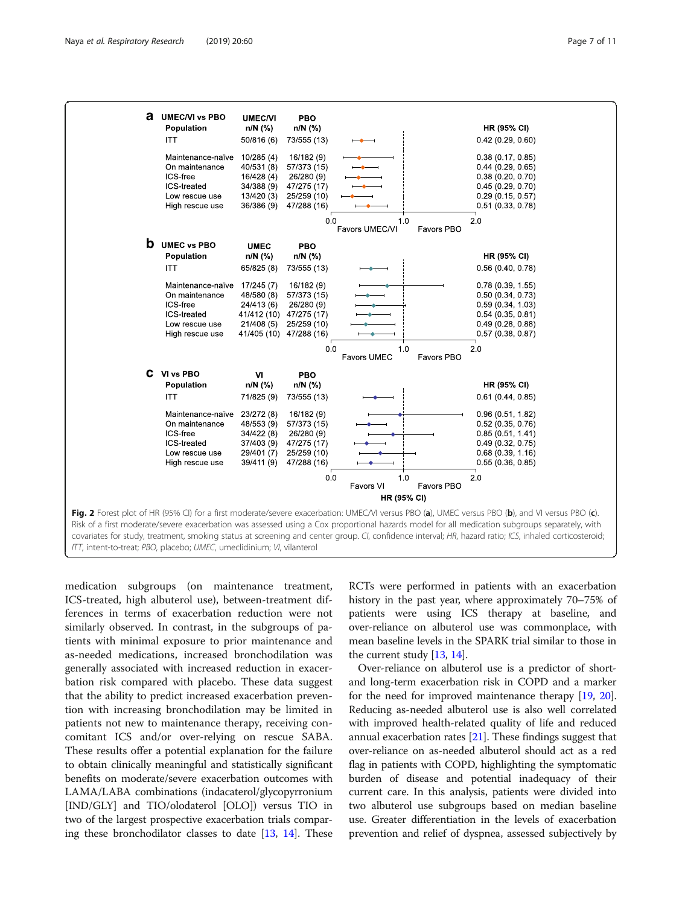**a**

| UMEC/VI vs PBO Population | UMEC/VI n/N (%) | PBO n/N (%) | HR (95% CI) |
| --- | --- | --- | --- |
| ITT | 50/816 (6) | 73/555 (13) | 0.42 (0.29, 0.60) |
| Maintenance-naïve | 10/285 (4) | 16/182 (9) | 0.38 (0.17, 0.85) |
| On maintenance | 40/531 (8) | 57/373 (15) | 0.44 (0.29, 0.65) |
| ICS-free | 16/428 (4) | 26/280 (9) | 0.38 (0.20, 0.70) |
| ICS-treated | 34/388 (9) | 47/275 (17) | 0.45 (0.29, 0.70) |
| Low rescue use | 13/420 (3) | 25/259 (10) | 0.29 (0.15, 0.57) |
| High rescue use | 36/386 (9) | 47/288 (16) | 0.51 (0.33, 0.78) |

Favors UMEC/VI — Favors PBO

**b**

| UMEC vs PBO Population | UMEC n/N (%) | PBO n/N (%) | HR (95% CI) |
| --- | --- | --- | --- |
| ITT | 65/825 (8) | 73/555 (13) | 0.56 (0.40, 0.78) |
| Maintenance-naïve | 17/245 (7) | 16/182 (9) | 0.78 (0.39, 1.55) |
| On maintenance | 48/580 (8) | 57/373 (15) | 0.50 (0.34, 0.73) |
| ICS-free | 24/413 (6) | 26/280 (9) | 0.59 (0.34, 1.03) |
| ICS-treated | 41/412 (10) | 47/275 (17) | 0.54 (0.35, 0.81) |
| Low rescue use | 21/408 (5) | 25/259 (10) | 0.49 (0.28, 0.88) |
| High rescue use | 41/405 (10) | 47/288 (16) | 0.57 (0.38, 0.87) |

Favors UMEC — Favors PBO

**c**

| VI vs PBO Population | VI n/N (%) | PBO n/N (%) | HR (95% CI) |
| --- | --- | --- | --- |
| ITT | 71/825 (9) | 73/555 (13) | 0.61 (0.44, 0.85) |
| Maintenance-naïve | 23/272 (8) | 16/182 (9) | 0.96 (0.51, 1.82) |
| On maintenance | 48/553 (9) | 57/373 (15) | 0.52 (0.35, 0.76) |
| ICS-free | 34/422 (8) | 26/280 (9) | 0.85 (0.51, 1.41) |
| ICS-treated | 37/403 (9) | 47/275 (17) | 0.49 (0.32, 0.75) |
| Low rescue use | 29/401 (7) | 25/259 (10) | 0.68 (0.39, 1.16) |
| High rescue use | 39/411 (9) | 47/288 (16) | 0.55 (0.36, 0.85) |

Favors VI — Favors PBO

HR (95% CI)

**Fig. 2** Forest plot of HR (95% CI) for a first moderate/severe exacerbation: UMEC/VI versus PBO (**a**), UMEC versus PBO (**b**), and VI versus PBO (**c**). Risk of a first moderate/severe exacerbation was assessed using a Cox proportional hazards model for all medication subgroups separately, with covariates for study, treatment, smoking status at screening and center group. *CI*, confidence interval; *HR*, hazard ratio; *ICS*, inhaled corticosteroid; *ITT*, intent-to-treat; *PBO*, placebo; *UMEC*, umeclidinium; *VI*, vilanterol

medication subgroups (on maintenance treatment, ICS-treated, high albuterol use), between-treatment differences in terms of exacerbation reduction were not similarly observed. In contrast, in the subgroups of patients with minimal exposure to prior maintenance and as-needed medications, increased bronchodilation was generally associated with increased reduction in exacerbation risk compared with placebo. These data suggest that the ability to predict increased exacerbation prevention with increasing bronchodilation may be limited in patients not new to maintenance therapy, receiving concomitant ICS and/or over-relying on rescue SABA. These results offer a potential explanation for the failure to obtain clinically meaningful and statistically significant benefits on moderate/severe exacerbation outcomes with LAMA/LABA combinations (indacaterol/glycopyrronium [IND/GLY] and TIO/olodaterol [OLO]) versus TIO in two of the largest prospective exacerbation trials comparing these bronchodilator classes to date [13, 14]. These RCTs were performed in patients with an exacerbation history in the past year, where approximately 70–75% of patients were using ICS therapy at baseline, and over-reliance on albuterol use was commonplace, with mean baseline levels in the SPARK trial similar to those in the current study [13, 14].

Over-reliance on albuterol use is a predictor of short- and long-term exacerbation risk in COPD and a marker for the need for improved maintenance therapy [19, 20]. Reducing as-needed albuterol use is also well correlated with improved health-related quality of life and reduced annual exacerbation rates [21]. These findings suggest that over-reliance on as-needed albuterol should act as a red flag in patients with COPD, highlighting the symptomatic burden of disease and potential inadequacy of their current care. In this analysis, patients were divided into two albuterol use subgroups based on median baseline use. Greater differentiation in the levels of exacerbation prevention and relief of dyspnea, assessed subjectively by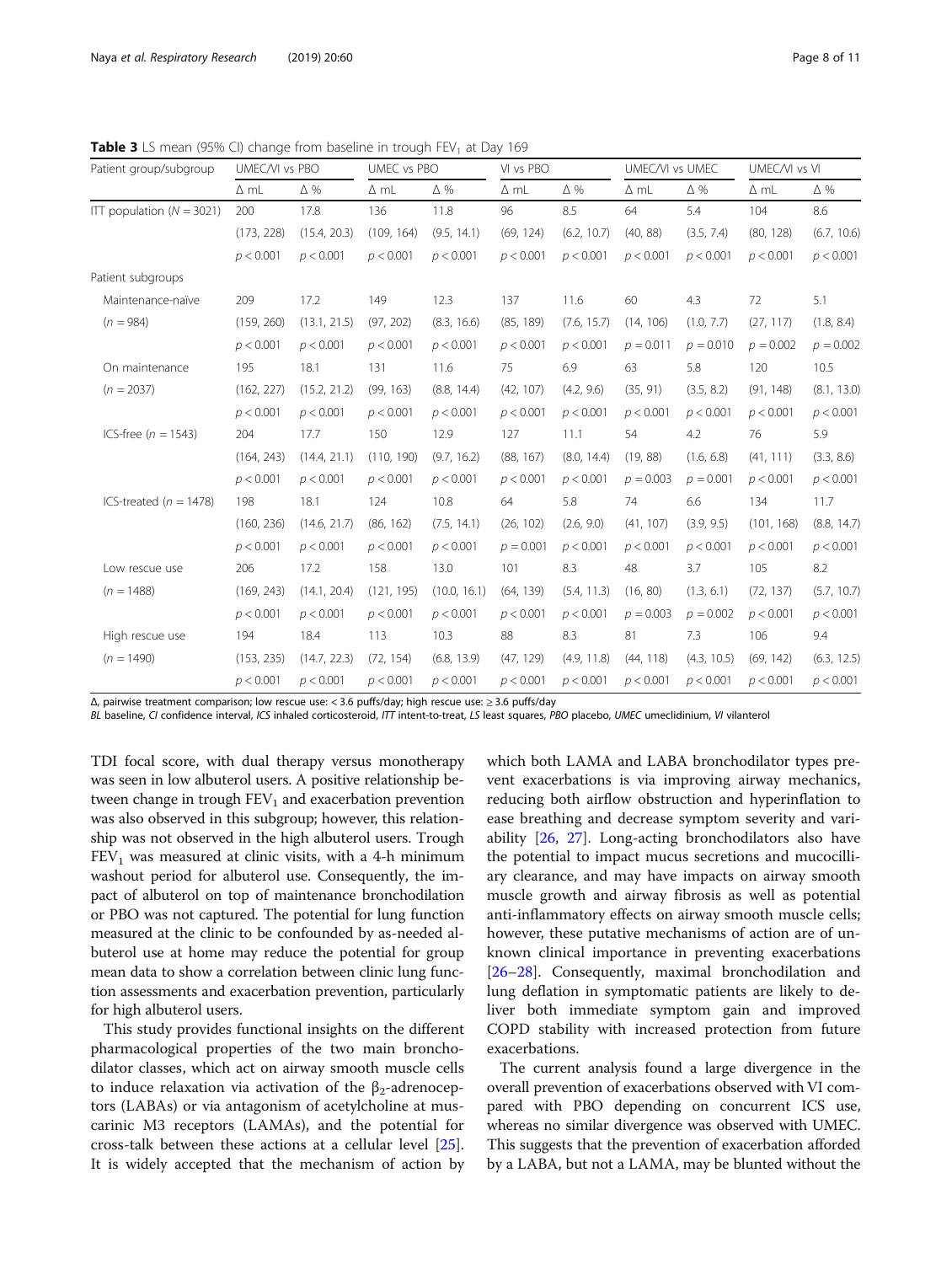**Table 3** LS mean (95% CI) change from baseline in trough $FEV_1$ at Day 169

| Patient group/subgroup | UMEC/VI vs PBO | | UMEC vs PBO | | VI vs PBO | | UMEC/VI vs UMEC | | UMEC/VI vs VI | |
|---|---|---|---|---|---|---|---|---|---|---|
| | Δ mL | Δ % | Δ mL | Δ % | Δ mL | Δ % | Δ mL | Δ % | Δ mL | Δ % |
| ITT population ($N$ = 3021) | 200 | 17.8 | 136 | 11.8 | 96 | 8.5 | 64 | 5.4 | 104 | 8.6 |
| | (173, 228) | (15.4, 20.3) | (109, 164) | (9.5, 14.1) | (69, 124) | (6.2, 10.7) | (40, 88) | (3.5, 7.4) | (80, 128) | (6.7, 10.6) |
| | $p < 0.001$ | $p < 0.001$ | $p < 0.001$ | $p < 0.001$ | $p < 0.001$ | $p < 0.001$ | $p < 0.001$ | $p < 0.001$ | $p < 0.001$ | $p < 0.001$ |
| Patient subgroups | | | | | | | | | | |
| Maintenance-naïve | 209 | 17.2 | 149 | 12.3 | 137 | 11.6 | 60 | 4.3 | 72 | 5.1 |
| ($n$ = 984) | (159, 260) | (13.1, 21.5) | (97, 202) | (8.3, 16.6) | (85, 189) | (7.6, 15.7) | (14, 106) | (1.0, 7.7) | (27, 117) | (1.8, 8.4) |
| | $p < 0.001$ | $p < 0.001$ | $p < 0.001$ | $p < 0.001$ | $p < 0.001$ | $p < 0.001$ | $p = 0.011$ | $p = 0.010$ | $p = 0.002$ | $p = 0.002$ |
| On maintenance | 195 | 18.1 | 131 | 11.6 | 75 | 6.9 | 63 | 5.8 | 120 | 10.5 |
| ($n$ = 2037) | (162, 227) | (15.2, 21.2) | (99, 163) | (8.8, 14.4) | (42, 107) | (4.2, 9.6) | (35, 91) | (3.5, 8.2) | (91, 148) | (8.1, 13.0) |
| | $p < 0.001$ | $p < 0.001$ | $p < 0.001$ | $p < 0.001$ | $p < 0.001$ | $p < 0.001$ | $p < 0.001$ | $p < 0.001$ | $p < 0.001$ | $p < 0.001$ |
| ICS-free ($n$ = 1543) | 204 | 17.7 | 150 | 12.9 | 127 | 11.1 | 54 | 4.2 | 76 | 5.9 |
| | (164, 243) | (14.4, 21.1) | (110, 190) | (9.7, 16.2) | (88, 167) | (8.0, 14.4) | (19, 88) | (1.6, 6.8) | (41, 111) | (3.3, 8.6) |
| | $p < 0.001$ | $p < 0.001$ | $p < 0.001$ | $p < 0.001$ | $p < 0.001$ | $p < 0.001$ | $p = 0.003$ | $p = 0.001$ | $p < 0.001$ | $p < 0.001$ |
| ICS-treated ($n$ = 1478) | 198 | 18.1 | 124 | 10.8 | 64 | 5.8 | 74 | 6.6 | 134 | 11.7 |
| | (160, 236) | (14.6, 21.7) | (86, 162) | (7.5, 14.1) | (26, 102) | (2.6, 9.0) | (41, 107) | (3.9, 9.5) | (101, 168) | (8.8, 14.7) |
| | $p < 0.001$ | $p < 0.001$ | $p < 0.001$ | $p < 0.001$ | $p = 0.001$ | $p < 0.001$ | $p < 0.001$ | $p < 0.001$ | $p < 0.001$ | $p < 0.001$ |
| Low rescue use | 206 | 17.2 | 158 | 13.0 | 101 | 8.3 | 48 | 3.7 | 105 | 8.2 |
| ($n$ = 1488) | (169, 243) | (14.1, 20.4) | (121, 195) | (10.0, 16.1) | (64, 139) | (5.4, 11.3) | (16, 80) | (1.3, 6.1) | (72, 137) | (5.7, 10.7) |
| | $p < 0.001$ | $p < 0.001$ | $p < 0.001$ | $p < 0.001$ | $p < 0.001$ | $p < 0.001$ | $p = 0.003$ | $p = 0.002$ | $p < 0.001$ | $p < 0.001$ |
| High rescue use | 194 | 18.4 | 113 | 10.3 | 88 | 8.3 | 81 | 7.3 | 106 | 9.4 |
| ($n$ = 1490) | (153, 235) | (14.7, 22.3) | (72, 154) | (6.8, 13.9) | (47, 129) | (4.9, 11.8) | (44, 118) | (4.3, 10.5) | (69, 142) | (6.3, 12.5) |
| | $p < 0.001$ | $p < 0.001$ | $p < 0.001$ | $p < 0.001$ | $p < 0.001$ | $p < 0.001$ | $p < 0.001$ | $p < 0.001$ | $p < 0.001$ | $p < 0.001$ |

Δ, pairwise treatment comparison; low rescue use: < 3.6 puffs/day; high rescue use: ≥ 3.6 puffs/day
*BL* baseline, *CI* confidence interval, *ICS* inhaled corticosteroid, *ITT* intent-to-treat, *LS* least squares, *PBO* placebo, *UMEC* umeclidinium, *VI* vilanterol

TDI focal score, with dual therapy versus monotherapy was seen in low albuterol users. A positive relationship between change in trough $FEV_1$ and exacerbation prevention was also observed in this subgroup; however, this relationship was not observed in the high albuterol users. Trough $FEV_1$ was measured at clinic visits, with a 4-h minimum washout period for albuterol use. Consequently, the impact of albuterol on top of maintenance bronchodilation or PBO was not captured. The potential for lung function measured at the clinic to be confounded by as-needed albuterol use at home may reduce the potential for group mean data to show a correlation between clinic lung function assessments and exacerbation prevention, particularly for high albuterol users.

This study provides functional insights on the different pharmacological properties of the two main bronchodilator classes, which act on airway smooth muscle cells to induce relaxation via activation of the $\beta_2$-adrenoceptors (LABAs) or via antagonism of acetylcholine at muscarinic M3 receptors (LAMAs), and the potential for cross-talk between these actions at a cellular level [25]. It is widely accepted that the mechanism of action by which both LAMA and LABA bronchodilator types prevent exacerbations is via improving airway mechanics, reducing both airflow obstruction and hyperinflation to ease breathing and decrease symptom severity and variability [26, 27]. Long-acting bronchodilators also have the potential to impact mucus secretions and mucocilliary clearance, and may have impacts on airway smooth muscle growth and airway fibrosis as well as potential anti-inflammatory effects on airway smooth muscle cells; however, these putative mechanisms of action are of unknown clinical importance in preventing exacerbations [26–28]. Consequently, maximal bronchodilation and lung deflation in symptomatic patients are likely to deliver both immediate symptom gain and improved COPD stability with increased protection from future exacerbations.

The current analysis found a large divergence in the overall prevention of exacerbations observed with VI compared with PBO depending on concurrent ICS use, whereas no similar divergence was observed with UMEC. This suggests that the prevention of exacerbation afforded by a LABA, but not a LAMA, may be blunted without the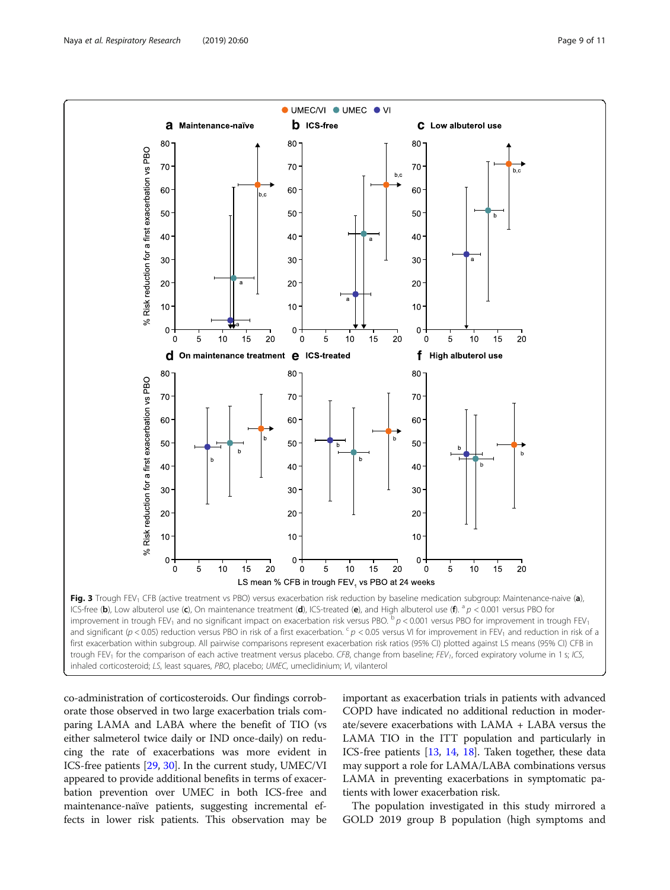**Fig. 3** Trough $FEV_1$ CFB (active treatment vs PBO) versus exacerbation risk reduction by baseline medication subgroup: Maintenance-naive (**a**), ICS-free (**b**), Low albuterol use (**c**), On maintenance treatment (**d**), ICS-treated (**e**), and High albuterol use (**f**). [a] $p < 0.001$ versus PBO for improvement in trough $FEV_1$ and no significant impact on exacerbation risk versus PBO. [b] $p < 0.001$ versus PBO for improvement in trough $FEV_1$ and significant ($p < 0.05$) reduction versus PBO in risk of a first exacerbation. [c] $p < 0.05$ versus VI for improvement in $FEV_1$ and reduction in risk of a first exacerbation within subgroup. All pairwise comparisons represent exacerbation risk ratios (95% CI) plotted against LS means (95% CI) CFB in trough $FEV_1$ for the comparison of each active treatment versus placebo. *CFB*, change from baseline; *$FEV_1$*, forced expiratory volume in 1 s; *ICS*, inhaled corticosteroid; *LS*, least squares, *PBO*, placebo; *UMEC*, umeclidinium; *VI*, vilanterol

co-administration of corticosteroids. Our findings corroborate those observed in two large exacerbation trials comparing LAMA and LABA where the benefit of TIO (vs either salmeterol twice daily or IND once-daily) on reducing the rate of exacerbations was more evident in ICS-free patients [29, 30]. In the current study, UMEC/VI appeared to provide additional benefits in terms of exacerbation prevention over UMEC in both ICS-free and maintenance-naïve patients, suggesting incremental effects in lower risk patients. This observation may be important as exacerbation trials in patients with advanced COPD have indicated no additional reduction in moderate/severe exacerbations with LAMA + LABA versus the LAMA TIO in the ITT population and particularly in ICS-free patients [13, 14, 18]. Taken together, these data may support a role for LAMA/LABA combinations versus LAMA in preventing exacerbations in symptomatic patients with lower exacerbation risk.

The population investigated in this study mirrored a GOLD 2019 group B population (high symptoms and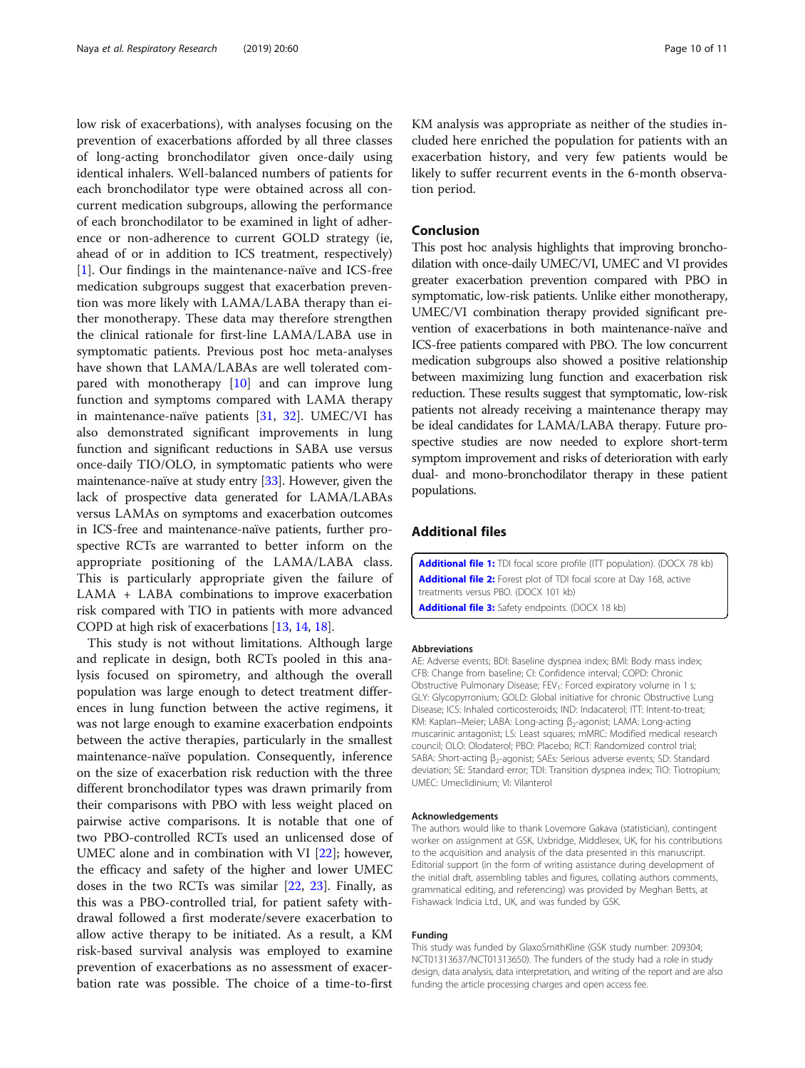low risk of exacerbations), with analyses focusing on the prevention of exacerbations afforded by all three classes of long-acting bronchodilator given once-daily using identical inhalers. Well-balanced numbers of patients for each bronchodilator type were obtained across all concurrent medication subgroups, allowing the performance of each bronchodilator to be examined in light of adherence or non-adherence to current GOLD strategy (ie, ahead of or in addition to ICS treatment, respectively) [1]. Our findings in the maintenance-naïve and ICS-free medication subgroups suggest that exacerbation prevention was more likely with LAMA/LABA therapy than either monotherapy. These data may therefore strengthen the clinical rationale for first-line LAMA/LABA use in symptomatic patients. Previous post hoc meta-analyses have shown that LAMA/LABAs are well tolerated compared with monotherapy [10] and can improve lung function and symptoms compared with LAMA therapy in maintenance-naïve patients [31, 32]. UMEC/VI has also demonstrated significant improvements in lung function and significant reductions in SABA use versus once-daily TIO/OLO, in symptomatic patients who were maintenance-naïve at study entry [33]. However, given the lack of prospective data generated for LAMA/LABAs versus LAMAs on symptoms and exacerbation outcomes in ICS-free and maintenance-naïve patients, further prospective RCTs are warranted to better inform on the appropriate positioning of the LAMA/LABA class. This is particularly appropriate given the failure of LAMA + LABA combinations to improve exacerbation risk compared with TIO in patients with more advanced COPD at high risk of exacerbations [13, 14, 18].

This study is not without limitations. Although large and replicate in design, both RCTs pooled in this analysis focused on spirometry, and although the overall population was large enough to detect treatment differences in lung function between the active regimens, it was not large enough to examine exacerbation endpoints between the active therapies, particularly in the smallest maintenance-naïve population. Consequently, inference on the size of exacerbation risk reduction with the three different bronchodilator types was drawn primarily from their comparisons with PBO with less weight placed on pairwise active comparisons. It is notable that one of two PBO-controlled RCTs used an unlicensed dose of UMEC alone and in combination with VI [22]; however, the efficacy and safety of the higher and lower UMEC doses in the two RCTs was similar [22, 23]. Finally, as this was a PBO-controlled trial, for patient safety withdrawal followed a first moderate/severe exacerbation to allow active therapy to be initiated. As a result, a KM risk-based survival analysis was employed to examine prevention of exacerbations as no assessment of exacerbation rate was possible. The choice of a time-to-first KM analysis was appropriate as neither of the studies included here enriched the population for patients with an exacerbation history, and very few patients would be likely to suffer recurrent events in the 6-month observation period.

## Conclusion

This post hoc analysis highlights that improving bronchodilation with once-daily UMEC/VI, UMEC and VI provides greater exacerbation prevention compared with PBO in symptomatic, low-risk patients. Unlike either monotherapy, UMEC/VI combination therapy provided significant prevention of exacerbations in both maintenance-naïve and ICS-free patients compared with PBO. The low concurrent medication subgroups also showed a positive relationship between maximizing lung function and exacerbation risk reduction. These results suggest that symptomatic, low-risk patients not already receiving a maintenance therapy may be ideal candidates for LAMA/LABA therapy. Future prospective studies are now needed to explore short-term symptom improvement and risks of deterioration with early dual- and mono-bronchodilator therapy in these patient populations.

## Additional files

**Additional file 1:** TDI focal score profile (ITT population). (DOCX 78 kb)
**Additional file 2:** Forest plot of TDI focal score at Day 168, active treatments versus PBO. (DOCX 101 kb)
**Additional file 3:** Safety endpoints. (DOCX 18 kb)

#### Abbreviations

AE: Adverse events; BDI: Baseline dyspnea index; BMI: Body mass index; CFB: Change from baseline; CI: Confidence interval; COPD: Chronic Obstructive Pulmonary Disease; $FEV_1$: Forced expiratory volume in 1 s; GLY: Glycopyrronium; GOLD: Global initiative for chronic Obstructive Lung Disease; ICS: Inhaled corticosteroids; IND: Indacaterol; ITT: Intent-to-treat; KM: Kaplan–Meier; LABA: Long-acting $\beta_2$-agonist; LAMA: Long-acting muscarinic antagonist; LS: Least squares; mMRC: Modified medical research council; OLO: Olodaterol; PBO: Placebo; RCT: Randomized control trial; SABA: Short-acting $\beta_2$-agonist; SAEs: Serious adverse events; SD: Standard deviation; SE: Standard error; TDI: Transition dyspnea index; TIO: Tiotropium; UMEC: Umeclidinium; VI: Vilanterol

#### Acknowledgements

The authors would like to thank Lovemore Gakava (statistician), contingent worker on assignment at GSK, Uxbridge, Middlesex, UK, for his contributions to the acquisition and analysis of the data presented in this manuscript. Editorial support (in the form of writing assistance during development of the initial draft, assembling tables and figures, collating authors comments, grammatical editing, and referencing) was provided by Meghan Betts, at Fishawack Indicia Ltd., UK, and was funded by GSK.

#### Funding

This study was funded by GlaxoSmithKline (GSK study number: 209304; NCT01313637/NCT01313650). The funders of the study had a role in study design, data analysis, data interpretation, and writing of the report and are also funding the article processing charges and open access fee.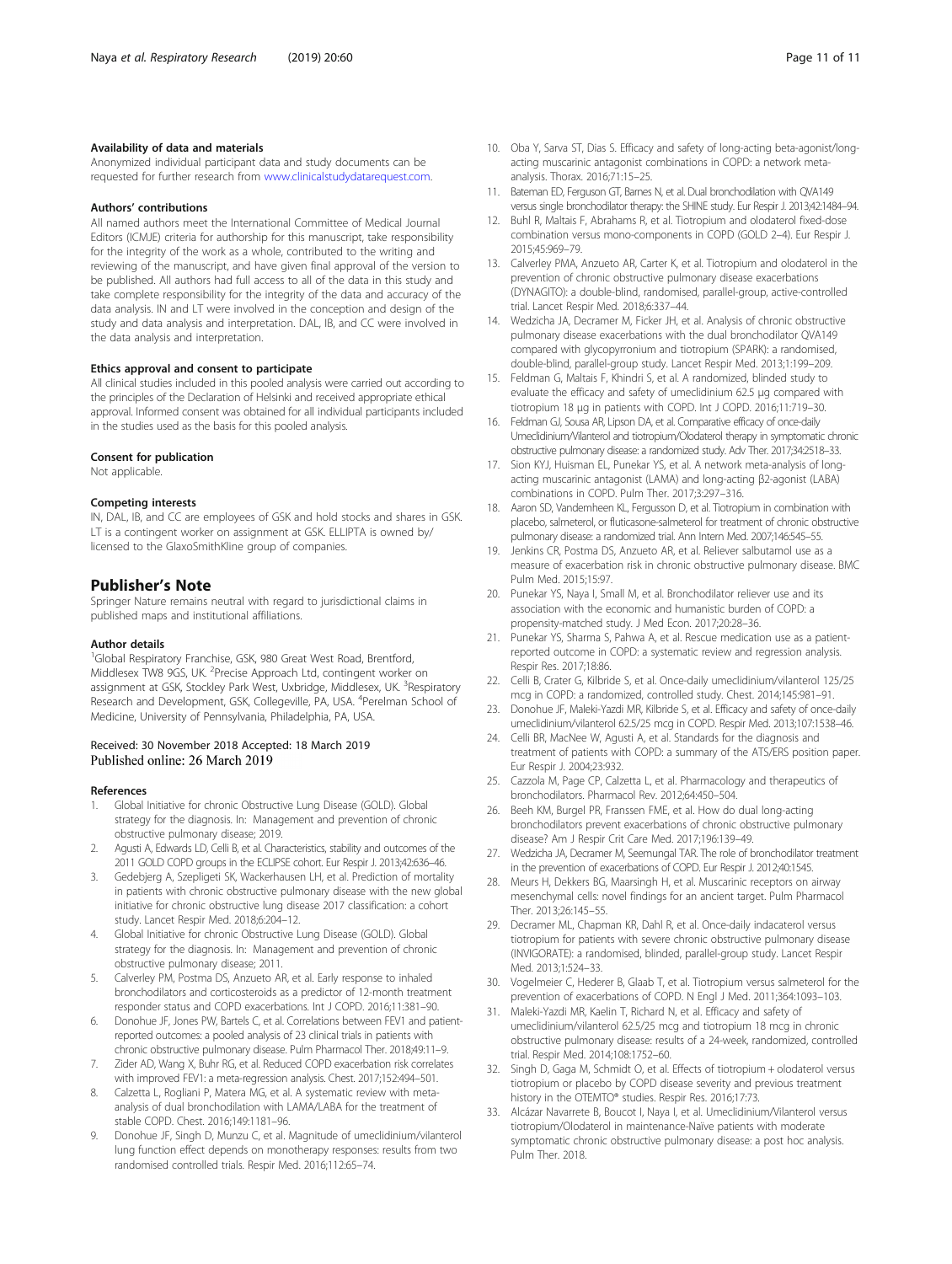#### Availability of data and materials

Anonymized individual participant data and study documents can be requested for further research from www.clinicalstudydatarequest.com.

#### Authors' contributions

All named authors meet the International Committee of Medical Journal Editors (ICMJE) criteria for authorship for this manuscript, take responsibility for the integrity of the work as a whole, contributed to the writing and reviewing of the manuscript, and have given final approval of the version to be published. All authors had full access to all of the data in this study and take complete responsibility for the integrity of the data and accuracy of the data analysis. IN and LT were involved in the conception and design of the study and data analysis and interpretation. DAL, IB, and CC were involved in the data analysis and interpretation.

#### Ethics approval and consent to participate

All clinical studies included in this pooled analysis were carried out according to the principles of the Declaration of Helsinki and received appropriate ethical approval. Informed consent was obtained for all individual participants included in the studies used as the basis for this pooled analysis.

#### Consent for publication

Not applicable.

#### Competing interests

IN, DAL, IB, and CC are employees of GSK and hold stocks and shares in GSK. LT is a contingent worker on assignment at GSK. ELLIPTA is owned by/licensed to the GlaxoSmithKline group of companies.

## Publisher's Note

Springer Nature remains neutral with regard to jurisdictional claims in published maps and institutional affiliations.

#### Author details

[1]Global Respiratory Franchise, GSK, 980 Great West Road, Brentford, Middlesex TW8 9GS, UK. [2]Precise Approach Ltd, contingent worker on assignment at GSK, Stockley Park West, Uxbridge, Middlesex, UK. [3]Respiratory Research and Development, GSK, Collegeville, PA, USA. [4]Perelman School of Medicine, University of Pennsylvania, Philadelphia, PA, USA.

Received: 30 November 2018 Accepted: 18 March 2019
Published online: 26 March 2019

#### References

1. Global Initiative for chronic Obstructive Lung Disease (GOLD). Global strategy for the diagnosis. In: Management and prevention of chronic obstructive pulmonary disease; 2019.
2. Agusti A, Edwards LD, Celli B, et al. Characteristics, stability and outcomes of the 2011 GOLD COPD groups in the ECLIPSE cohort. Eur Respir J. 2013;42:636–46.
3. Gedebjerg A, Szepligeti SK, Wackerhausen LH, et al. Prediction of mortality in patients with chronic obstructive pulmonary disease with the new global initiative for chronic obstructive lung disease 2017 classification: a cohort study. Lancet Respir Med. 2018;6:204–12.
4. Global Initiative for chronic Obstructive Lung Disease (GOLD). Global strategy for the diagnosis. In: Management and prevention of chronic obstructive pulmonary disease; 2011.
5. Calverley PM, Postma DS, Anzueto AR, et al. Early response to inhaled bronchodilators and corticosteroids as a predictor of 12-month treatment responder status and COPD exacerbations. Int J COPD. 2016;11:381–90.
6. Donohue JF, Jones PW, Bartels C, et al. Correlations between FEV1 and patient-reported outcomes: a pooled analysis of 23 clinical trials in patients with chronic obstructive pulmonary disease. Pulm Pharmacol Ther. 2018;49:11–9.
7. Zider AD, Wang X, Buhr RG, et al. Reduced COPD exacerbation risk correlates with improved FEV1: a meta-regression analysis. Chest. 2017;152:494–501.
8. Calzetta L, Rogliani P, Matera MG, et al. A systematic review with meta-analysis of dual bronchodilation with LAMA/LABA for the treatment of stable COPD. Chest. 2016;149:1181–96.
9. Donohue JF, Singh D, Munzu C, et al. Magnitude of umeclidinium/vilanterol lung function effect depends on monotherapy responses: results from two randomised controlled trials. Respir Med. 2016;112:65–74.
10. Oba Y, Sarva ST, Dias S. Efficacy and safety of long-acting beta-agonist/long-acting muscarinic antagonist combinations in COPD: a network meta-analysis. Thorax. 2016;71:15–25.
11. Bateman ED, Ferguson GT, Barnes N, et al. Dual bronchodilation with QVA149 versus single bronchodilator therapy: the SHINE study. Eur Respir J. 2013;42:1484–94.
12. Buhl R, Maltais F, Abrahams R, et al. Tiotropium and olodaterol fixed-dose combination versus mono-components in COPD (GOLD 2–4). Eur Respir J. 2015;45:969–79.
13. Calverley PMA, Anzueto AR, Carter K, et al. Tiotropium and olodaterol in the prevention of chronic obstructive pulmonary disease exacerbations (DYNAGITO): a double-blind, randomised, parallel-group, active-controlled trial. Lancet Respir Med. 2018;6:337–44.
14. Wedzicha JA, Decramer M, Ficker JH, et al. Analysis of chronic obstructive pulmonary disease exacerbations with the dual bronchodilator QVA149 compared with glycopyrronium and tiotropium (SPARK): a randomised, double-blind, parallel-group study. Lancet Respir Med. 2013;1:199–209.
15. Feldman G, Maltais F, Khindri S, et al. A randomized, blinded study to evaluate the efficacy and safety of umeclidinium 62.5 μg compared with tiotropium 18 μg in patients with COPD. Int J COPD. 2016;11:719–30.
16. Feldman GJ, Sousa AR, Lipson DA, et al. Comparative efficacy of once-daily Umeclidinium/Vilanterol and tiotropium/Olodaterol therapy in symptomatic chronic obstructive pulmonary disease: a randomized study. Adv Ther. 2017;34:2518–33.
17. Sion KYJ, Huisman EL, Punekar YS, et al. A network meta-analysis of long-acting muscarinic antagonist (LAMA) and long-acting β2-agonist (LABA) combinations in COPD. Pulm Ther. 2017;3:297–316.
18. Aaron SD, Vandemheen KL, Fergusson D, et al. Tiotropium in combination with placebo, salmeterol, or fluticasone-salmeterol for treatment of chronic obstructive pulmonary disease: a randomized trial. Ann Intern Med. 2007;146:545–55.
19. Jenkins CR, Postma DS, Anzueto AR, et al. Reliever salbutamol use as a measure of exacerbation risk in chronic obstructive pulmonary disease. BMC Pulm Med. 2015;15:97.
20. Punekar YS, Naya I, Small M, et al. Bronchodilator reliever use and its association with the economic and humanistic burden of COPD: a propensity-matched study. J Med Econ. 2017;20:28–36.
21. Punekar YS, Sharma S, Pahwa A, et al. Rescue medication use as a patient-reported outcome in COPD: a systematic review and regression analysis. Respir Res. 2017;18:86.
22. Celli B, Crater G, Kilbride S, et al. Once-daily umeclidinium/vilanterol 125/25 mcg in COPD: a randomized, controlled study. Chest. 2014;145:981–91.
23. Donohue JF, Maleki-Yazdi MR, Kilbride S, et al. Efficacy and safety of once-daily umeclidinium/vilanterol 62.5/25 mcg in COPD. Respir Med. 2013;107:1538–46.
24. Celli BR, MacNee W, Agusti A, et al. Standards for the diagnosis and treatment of patients with COPD: a summary of the ATS/ERS position paper. Eur Respir J. 2004;23:932.
25. Cazzola M, Page CP, Calzetta L, et al. Pharmacology and therapeutics of bronchodilators. Pharmacol Rev. 2012;64:450–504.
26. Beeh KM, Burgel PR, Franssen FME, et al. How do dual long-acting bronchodilators prevent exacerbations of chronic obstructive pulmonary disease? Am J Respir Crit Care Med. 2017;196:139–49.
27. Wedzicha JA, Decramer M, Seemungal TAR. The role of bronchodilator treatment in the prevention of exacerbations of COPD. Eur Respir J. 2012;40:1545.
28. Meurs H, Dekkers BG, Maarsingh H, et al. Muscarinic receptors on airway mesenchymal cells: novel findings for an ancient target. Pulm Pharmacol Ther. 2013;26:145–55.
29. Decramer ML, Chapman KR, Dahl R, et al. Once-daily indacaterol versus tiotropium for patients with severe chronic obstructive pulmonary disease (INVIGORATE): a randomised, blinded, parallel-group study. Lancet Respir Med. 2013;1:524–33.
30. Vogelmeier C, Hederer B, Glaab T, et al. Tiotropium versus salmeterol for the prevention of exacerbations of COPD. N Engl J Med. 2011;364:1093–103.
31. Maleki-Yazdi MR, Kaelin T, Richard N, et al. Efficacy and safety of umeclidinium/vilanterol 62.5/25 mcg and tiotropium 18 mcg in chronic obstructive pulmonary disease: results of a 24-week, randomized, controlled trial. Respir Med. 2014;108:1752–60.
32. Singh D, Gaga M, Schmidt O, et al. Effects of tiotropium + olodaterol versus tiotropium or placebo by COPD disease severity and previous treatment history in the OTEMTO® studies. Respir Res. 2016;17:73.
33. Alcázar Navarrete B, Boucot I, Naya I, et al. Umeclidinium/Vilanterol versus tiotropium/Olodaterol in maintenance-Naïve patients with moderate symptomatic chronic obstructive pulmonary disease: a post hoc analysis. Pulm Ther. 2018.